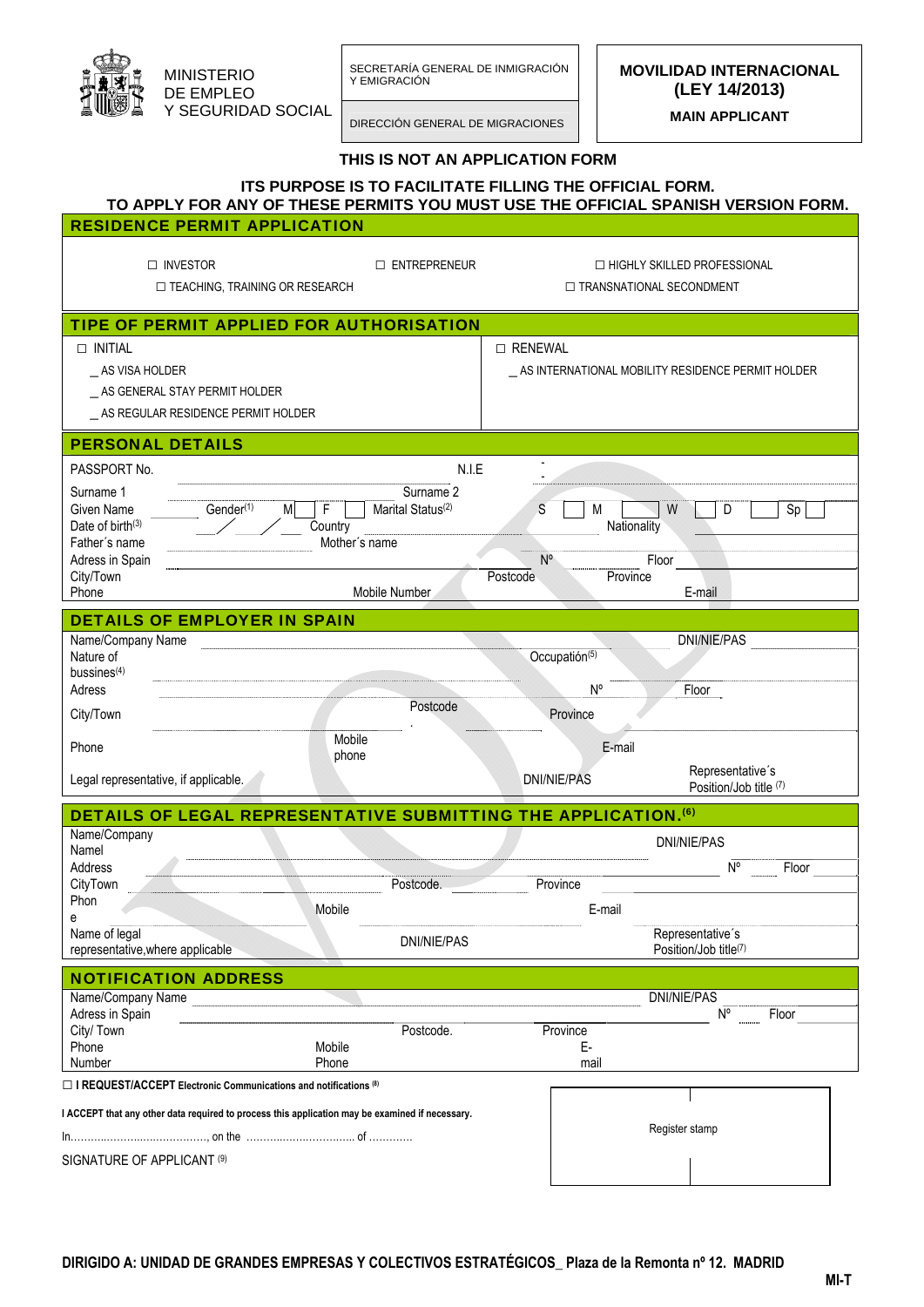MINISTERIO DE EMPLEO Y SEGURIDAD SOCIAL

SECRETARÍA GENERAL DE INMIGRACIÓN Y EMIGRACIÓN

DIRECCIÓN GENERAL DE MIGRACIONES

**MOVILIDAD INTERNACIONAL (LEY 14/2013)**

**MAIN APPLICANT**

**THIS IS NOT AN APPLICATION FORM**

**ITS PURPOSE IS TO FACILITATE FILLING THE OFFICIAL FORM.**
**TO APPLY FOR ANY OF THESE PERMITS YOU MUST USE THE OFFICIAL SPANISH VERSION FORM.**

## RESIDENCE PERMIT APPLICATION

☐ INVESTOR ☐ ENTREPRENEUR ☐ HIGHLY SKILLED PROFESSIONAL

☐ TEACHING, TRAINING OR RESEARCH ☐ TRANSNATIONAL SECONDMENT

## TIPE OF PERMIT APPLIED FOR AUTHORISATION

☐ INITIAL
_ AS VISA HOLDER
_ AS GENERAL STAY PERMIT HOLDER
_ AS REGULAR RESIDENCE PERMIT HOLDER

☐ RENEWAL
_ AS INTERNATIONAL MOBILITY RESIDENCE PERMIT HOLDER

## PERSONAL DETAILS

PASSPORT No. N.I.E -

Surname 1 Surname 2

Given Name Gender[1] M ☐ F ☐ Marital Status[2] S ☐ M ☐ W ☐ D ☐ Sp ☐

Date of birth[3] / / Country Nationality

Father´s name Mother´s name

Adress in Spain Nº Floor

City/Town Postcode Province

Phone Mobile Number E-mail

## DETAILS OF EMPLOYER IN SPAIN

Name/Company Name DNI/NIE/PAS

Nature of bussines[4] Occupatión[5]

Adress Nº Floor

City/Town Postcode Province

Phone Mobile phone E-mail

Legal representative, if applicable. DNI/NIE/PAS Representative´s Position/Job title [7]

## DETAILS OF LEGAL REPRESENTATIVE SUBMITTING THE APPLICATION.[6]

Name/Company Namel DNI/NIE/PAS

Address Nº Floor

CityTown Postcode. Province

Phone Mobile E-mail

Name of legal representative,where applicable DNI/NIE/PAS Representative´s Position/Job title[7]

## NOTIFICATION ADDRESS

Name/Company Name DNI/NIE/PAS

Adress in Spain Nº Floor

City/ Town Postcode. Province

Phone Number Mobile Phone E-mail

☐ **I REQUEST/ACCEPT** Electronic Communications and notifications [8]

**I ACCEPT that any other data required to process this application may be examined if necessary.**

In........................................., on the ................................ of ............

SIGNATURE OF APPLICANT [9]

Register stamp

**DIRIGIDO A: UNIDAD DE GRANDES EMPRESAS Y COLECTIVOS ESTRATÉGICOS_ Plaza de la Remonta nº 12. MADRID**

**MI-T**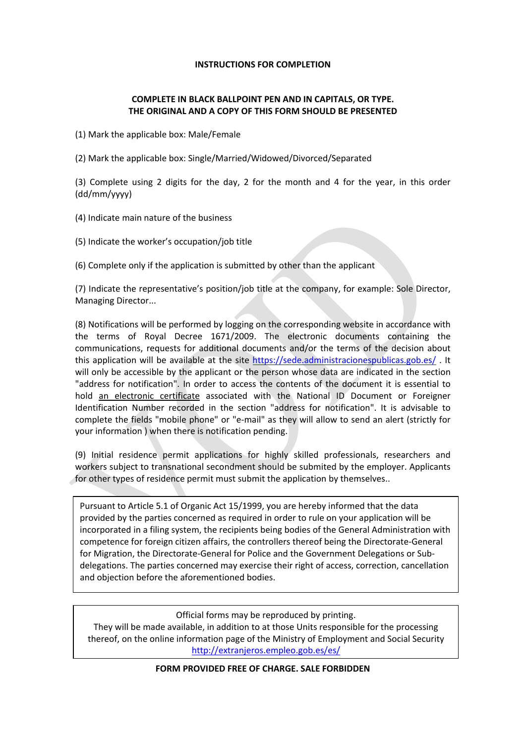**INSTRUCTIONS FOR COMPLETION**

**COMPLETE IN BLACK BALLPOINT PEN AND IN CAPITALS, OR TYPE.**
**THE ORIGINAL AND A COPY OF THIS FORM SHOULD BE PRESENTED**

(1) Mark the applicable box: Male/Female

(2) Mark the applicable box: Single/Married/Widowed/Divorced/Separated

(3) Complete using 2 digits for the day, 2 for the month and 4 for the year, in this order (dd/mm/yyyy)

(4) Indicate main nature of the business

(5) Indicate the worker's occupation/job title

(6) Complete only if the application is submitted by other than the applicant

(7) Indicate the representative's position/job title at the company, for example: Sole Director, Managing Director...

(8) Notifications will be performed by logging on the corresponding website in accordance with the terms of Royal Decree 1671/2009. The electronic documents containing the communications, requests for additional documents and/or the terms of the decision about this application will be available at the site https://sede.administracionespublicas.gob.es/ . It will only be accessible by the applicant or the person whose data are indicated in the section "address for notification". In order to access the contents of the document it is essential to hold an electronic certificate associated with the National ID Document or Foreigner Identification Number recorded in the section "address for notification". It is advisable to complete the fields "mobile phone" or "e-mail" as they will allow to send an alert (strictly for your information ) when there is notification pending.

(9) Initial residence permit applications for highly skilled professionals, researchers and workers subject to transnational secondment should be submited by the employer. Applicants for other types of residence permit must submit the application by themselves..

Pursuant to Article 5.1 of Organic Act 15/1999, you are hereby informed that the data provided by the parties concerned as required in order to rule on your application will be incorporated in a filing system, the recipients being bodies of the General Administration with competence for foreign citizen affairs, the controllers thereof being the Directorate-General for Migration, the Directorate-General for Police and the Government Delegations or Sub-delegations. The parties concerned may exercise their right of access, correction, cancellation and objection before the aforementioned bodies.

Official forms may be reproduced by printing.
They will be made available, in addition to at those Units responsible for the processing thereof, on the online information page of the Ministry of Employment and Social Security http://extranjeros.empleo.gob.es/es/

**FORM PROVIDED FREE OF CHARGE. SALE FORBIDDEN**